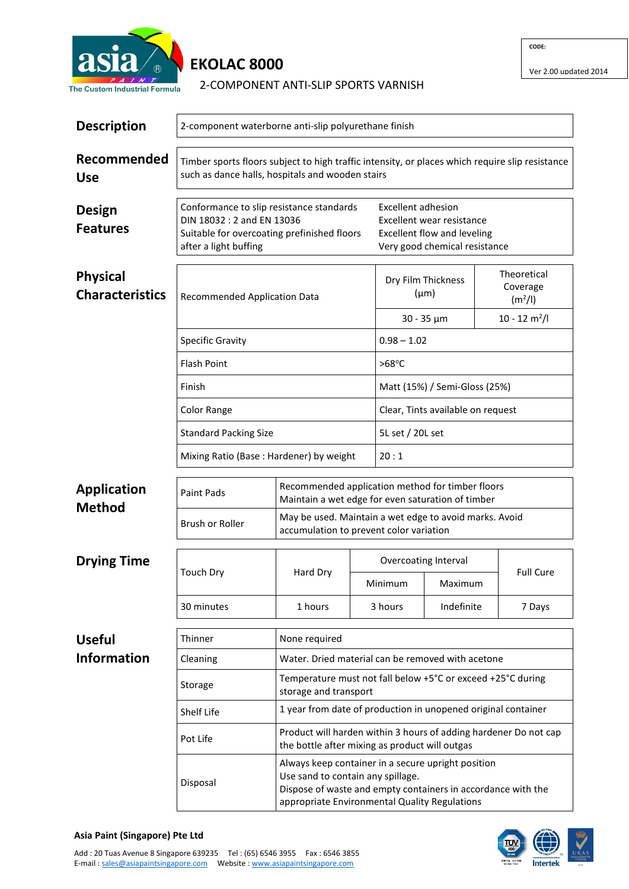# EKOLAC 8000

## 2-COMPONENT ANTI-SLIP SPORTS VARNISH

CODE:

Ver 2.00 updated 2014

## Description

2-component waterborne anti-slip polyurethane finish

## Recommended Use

Timber sports floors subject to high traffic intensity, or places which require slip resistance such as dance halls, hospitals and wooden stairs

## Design Features

- Conformance to slip resistance standards DIN 18032 : 2 and EN 13036
- Suitable for overcoating prefinished floors after a light buffing
- Excellent adhesion
- Excellent wear resistance
- Excellent flow and leveling
- Very good chemical resistance

## Physical Characteristics

| Recommended Application Data | Dry Film Thickness (µm) | Theoretical Coverage ($m^2$/l) |
|---|---|---|
| | 30 - 35 µm | 10 - 12 $m^2$/l |

| Property | Value |
|---|---|
| Specific Gravity | 0.98 – 1.02 |
| Flash Point | >68°C |
| Finish | Matt (15%) / Semi-Gloss (25%) |
| Color Range | Clear, Tints available on request |
| Standard Packing Size | 5L set / 20L set |
| Mixing Ratio (Base : Hardener) by weight | 20 : 1 |

## Application Method

| Method | Notes |
|---|---|
| Paint Pads | Recommended application method for timber floors<br>Maintain a wet edge for even saturation of timber |
| Brush or Roller | May be used. Maintain a wet edge to avoid marks. Avoid accumulation to prevent color variation |

## Drying Time

| Touch Dry | Hard Dry | Overcoating Interval | | Full Cure |
|---|---|---|---|---|
| | | Minimum | Maximum | |
| 30 minutes | 1 hours | 3 hours | Indefinite | 7 Days |

## Useful Information

| Item | Details |
|---|---|
| Thinner | None required |
| Cleaning | Water. Dried material can be removed with acetone |
| Storage | Temperature must not fall below +5°C or exceed +25°C during storage and transport |
| Shelf Life | 1 year from date of production in unopened original container |
| Pot Life | Product will harden within 3 hours of adding hardener Do not cap the bottle after mixing as product will outgas |
| Disposal | Always keep container in a secure upright position<br>Use sand to contain any spillage.<br>Dispose of waste and empty containers in accordance with the appropriate Environmental Quality Regulations |

**Asia Paint (Singapore) Pte Ltd**

Add : 20 Tuas Avenue 8 Singapore 639235 Tel : (65) 6546 3955 Fax : 6546 3855
E-mail : sales@asiapaintsingapore.com Website : www.asiapaintsingapore.com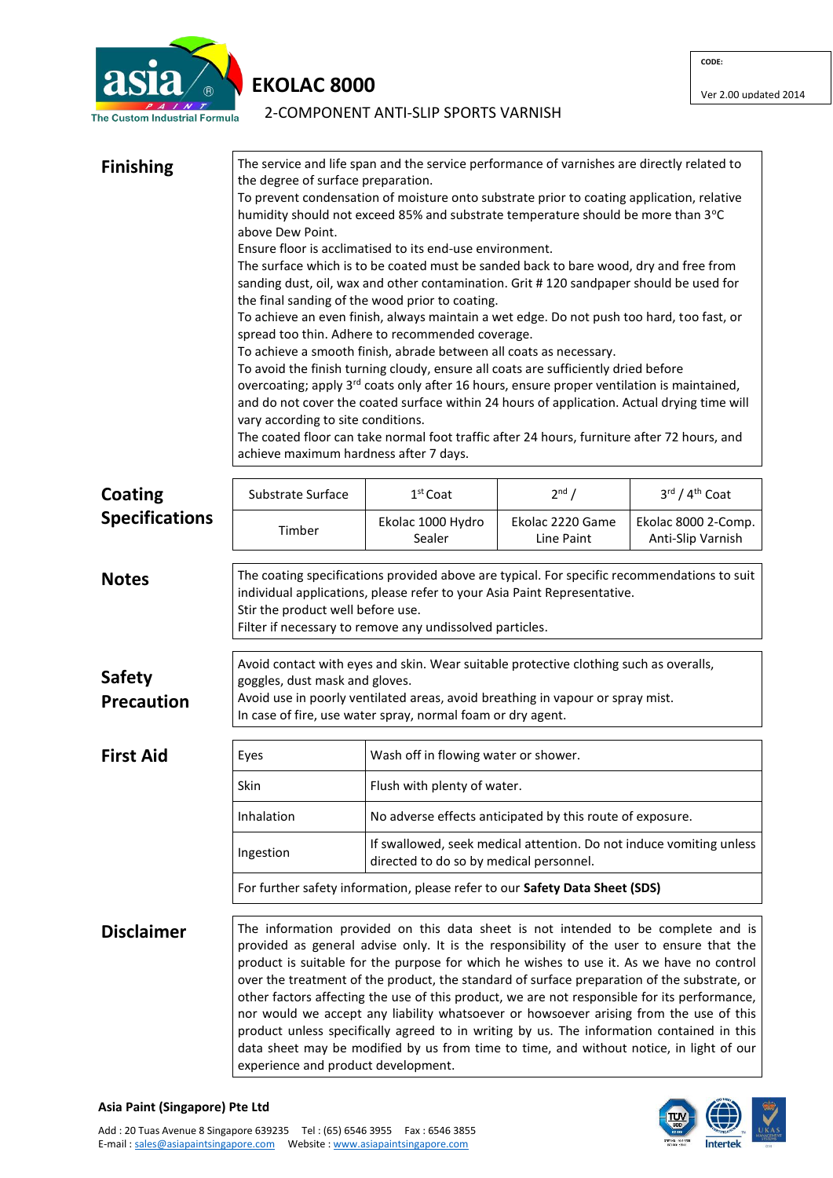# EKOLAC 8000

2-COMPONENT ANTI-SLIP SPORTS VARNISH

CODE:

Ver 2.00 updated 2014

## Finishing

The service and life span and the service performance of varnishes are directly related to the degree of surface preparation.
To prevent condensation of moisture onto substrate prior to coating application, relative humidity should not exceed 85% and substrate temperature should be more than 3°C above Dew Point.
Ensure floor is acclimatised to its end-use environment.
The surface which is to be coated must be sanded back to bare wood, dry and free from sanding dust, oil, wax and other contamination. Grit # 120 sandpaper should be used for the final sanding of the wood prior to coating.
To achieve an even finish, always maintain a wet edge. Do not push too hard, too fast, or spread too thin. Adhere to recommended coverage.
To achieve a smooth finish, abrade between all coats as necessary.
To avoid the finish turning cloudy, ensure all coats are sufficiently dried before overcoating; apply 3rd coats only after 16 hours, ensure proper ventilation is maintained, and do not cover the coated surface within 24 hours of application. Actual drying time will vary according to site conditions.
The coated floor can take normal foot traffic after 24 hours, furniture after 72 hours, and achieve maximum hardness after 7 days.

## Coating Specifications

| Substrate Surface | 1st Coat | 2nd / | 3rd / 4th Coat |
|---|---|---|---|
| Timber | Ekolac 1000 Hydro Sealer | Ekolac 2220 Game Line Paint | Ekolac 8000 2-Comp. Anti-Slip Varnish |

## Notes

The coating specifications provided above are typical. For specific recommendations to suit individual applications, please refer to your Asia Paint Representative.
Stir the product well before use.
Filter if necessary to remove any undissolved particles.

## Safety Precaution

Avoid contact with eyes and skin. Wear suitable protective clothing such as overalls, goggles, dust mask and gloves.
Avoid use in poorly ventilated areas, avoid breathing in vapour or spray mist.
In case of fire, use water spray, normal foam or dry agent.

## First Aid

| | |
|---|---|
| Eyes | Wash off in flowing water or shower. |
| Skin | Flush with plenty of water. |
| Inhalation | No adverse effects anticipated by this route of exposure. |
| Ingestion | If swallowed, seek medical attention. Do not induce vomiting unless directed to do so by medical personnel. |

For further safety information, please refer to our **Safety Data Sheet (SDS)**

## Disclaimer

The information provided on this data sheet is not intended to be complete and is provided as general advise only. It is the responsibility of the user to ensure that the product is suitable for the purpose for which he wishes to use it. As we have no control over the treatment of the product, the standard of surface preparation of the substrate, or other factors affecting the use of this product, we are not responsible for its performance, nor would we accept any liability whatsoever or howsoever arising from the use of this product unless specifically agreed to in writing by us. The information contained in this data sheet may be modified by us from time to time, and without notice, in light of our experience and product development.

**Asia Paint (Singapore) Pte Ltd**

Add : 20 Tuas Avenue 8 Singapore 639235 Tel : (65) 6546 3955 Fax : 6546 3855
E-mail : sales@asiapaintsingapore.com Website : www.asiapaintsingapore.com